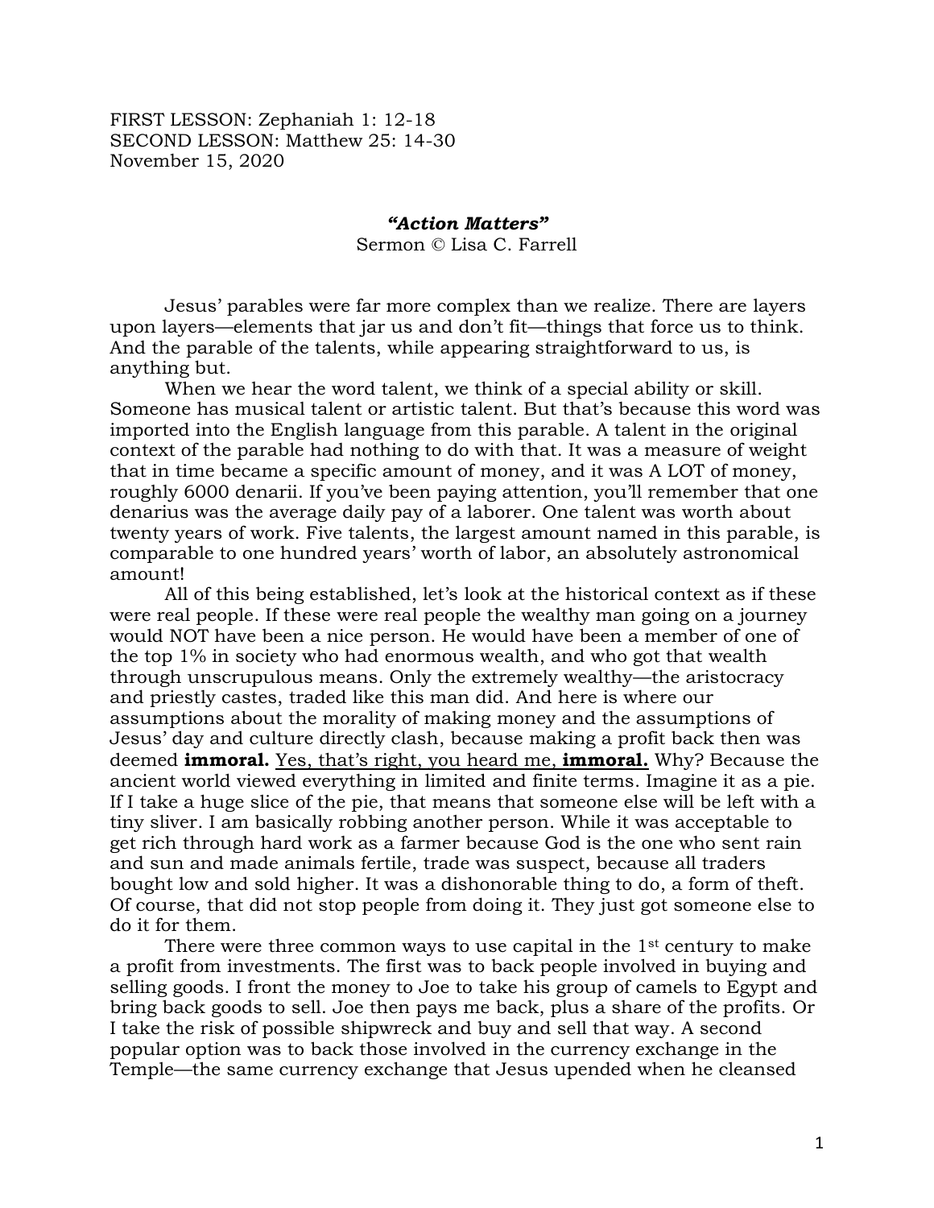FIRST LESSON: Zephaniah 1: 12-18
SECOND LESSON: Matthew 25: 14-30
November 15, 2020

## ***"Action Matters"***

Sermon © Lisa C. Farrell

Jesus' parables were far more complex than we realize. There are layers upon layers—elements that jar us and don't fit—things that force us to think. And the parable of the talents, while appearing straightforward to us, is anything but.

When we hear the word talent, we think of a special ability or skill. Someone has musical talent or artistic talent. But that's because this word was imported into the English language from this parable. A talent in the original context of the parable had nothing to do with that. It was a measure of weight that in time became a specific amount of money, and it was A LOT of money, roughly 6000 denarii. If you've been paying attention, you'll remember that one denarius was the average daily pay of a laborer. One talent was worth about twenty years of work. Five talents, the largest amount named in this parable, is comparable to one hundred years' worth of labor, an absolutely astronomical amount!

All of this being established, let's look at the historical context as if these were real people. If these were real people the wealthy man going on a journey would NOT have been a nice person. He would have been a member of one of the top 1% in society who had enormous wealth, and who got that wealth through unscrupulous means. Only the extremely wealthy—the aristocracy and priestly castes, traded like this man did. And here is where our assumptions about the morality of making money and the assumptions of Jesus' day and culture directly clash, because making a profit back then was deemed **immoral.** <u>Yes, that's right, you heard me,</u> <u>**immoral.**</u> Why? Because the ancient world viewed everything in limited and finite terms. Imagine it as a pie. If I take a huge slice of the pie, that means that someone else will be left with a tiny sliver. I am basically robbing another person. While it was acceptable to get rich through hard work as a farmer because God is the one who sent rain and sun and made animals fertile, trade was suspect, because all traders bought low and sold higher. It was a dishonorable thing to do, a form of theft. Of course, that did not stop people from doing it. They just got someone else to do it for them.

There were three common ways to use capital in the 1st century to make a profit from investments. The first was to back people involved in buying and selling goods. I front the money to Joe to take his group of camels to Egypt and bring back goods to sell. Joe then pays me back, plus a share of the profits. Or I take the risk of possible shipwreck and buy and sell that way. A second popular option was to back those involved in the currency exchange in the Temple—the same currency exchange that Jesus upended when he cleansed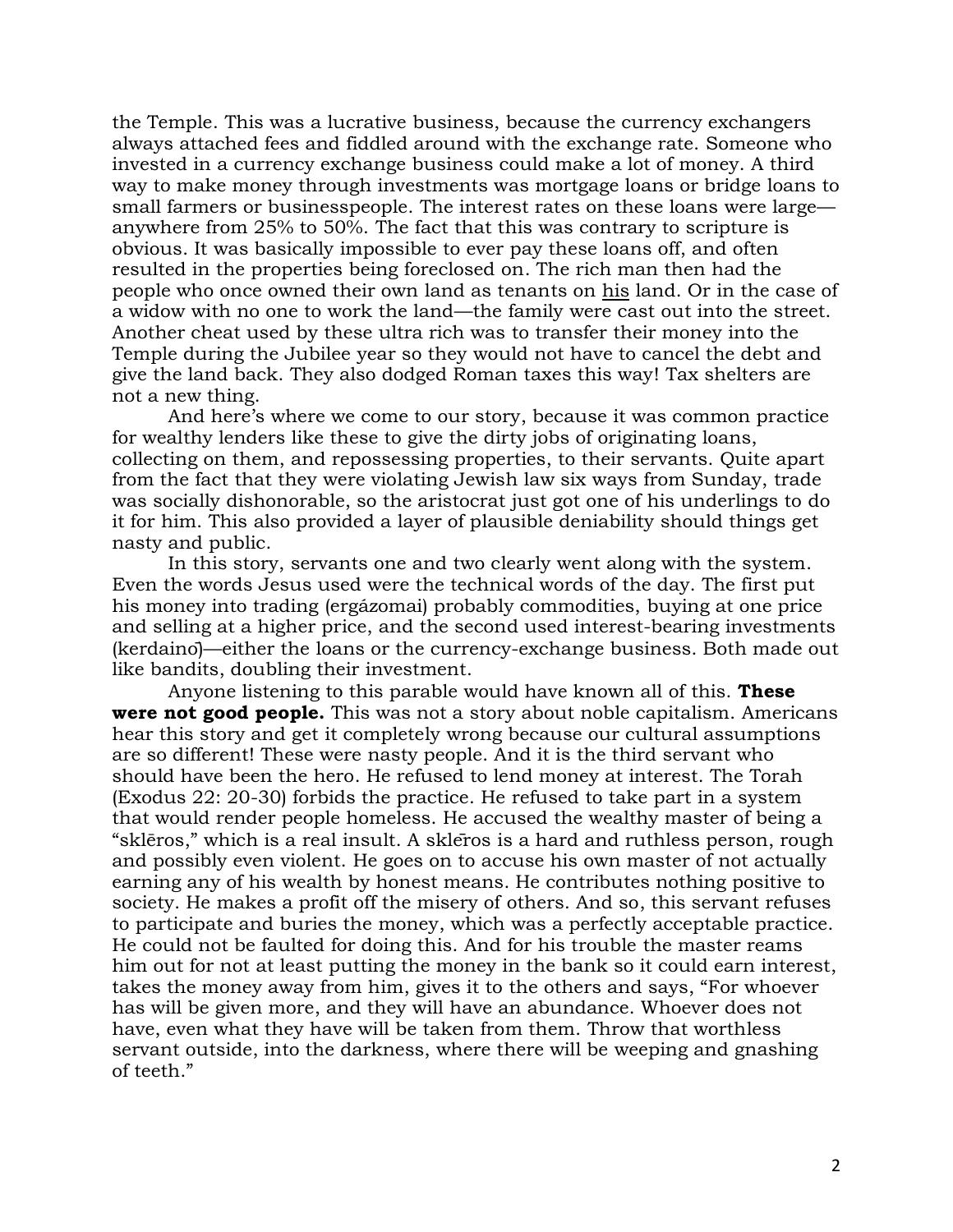the Temple. This was a lucrative business, because the currency exchangers always attached fees and fiddled around with the exchange rate. Someone who invested in a currency exchange business could make a lot of money. A third way to make money through investments was mortgage loans or bridge loans to small farmers or businesspeople. The interest rates on these loans were large—anywhere from 25% to 50%. The fact that this was contrary to scripture is obvious. It was basically impossible to ever pay these loans off, and often resulted in the properties being foreclosed on. The rich man then had the people who once owned their own land as tenants on <u>his</u> land. Or in the case of a widow with no one to work the land—the family were cast out into the street. Another cheat used by these ultra rich was to transfer their money into the Temple during the Jubilee year so they would not have to cancel the debt and give the land back. They also dodged Roman taxes this way! Tax shelters are not a new thing.

And here's where we come to our story, because it was common practice for wealthy lenders like these to give the dirty jobs of originating loans, collecting on them, and repossessing properties, to their servants. Quite apart from the fact that they were violating Jewish law six ways from Sunday, trade was socially dishonorable, so the aristocrat just got one of his underlings to do it for him. This also provided a layer of plausible deniability should things get nasty and public.

In this story, servants one and two clearly went along with the system. Even the words Jesus used were the technical words of the day. The first put his money into trading (ergázomai) probably commodities, buying at one price and selling at a higher price, and the second used interest-bearing investments (kerdainō)—either the loans or the currency-exchange business. Both made out like bandits, doubling their investment.

Anyone listening to this parable would have known all of this. **These were not good people.** This was not a story about noble capitalism. Americans hear this story and get it completely wrong because our cultural assumptions are so different! These were nasty people. And it is the third servant who should have been the hero. He refused to lend money at interest. The Torah (Exodus 22: 20-30) forbids the practice. He refused to take part in a system that would render people homeless. He accused the wealthy master of being a "sklēros," which is a real insult. A sklēros is a hard and ruthless person, rough and possibly even violent. He goes on to accuse his own master of not actually earning any of his wealth by honest means. He contributes nothing positive to society. He makes a profit off the misery of others. And so, this servant refuses to participate and buries the money, which was a perfectly acceptable practice. He could not be faulted for doing this. And for his trouble the master reams him out for not at least putting the money in the bank so it could earn interest, takes the money away from him, gives it to the others and says, "For whoever has will be given more, and they will have an abundance. Whoever does not have, even what they have will be taken from them. Throw that worthless servant outside, into the darkness, where there will be weeping and gnashing of teeth."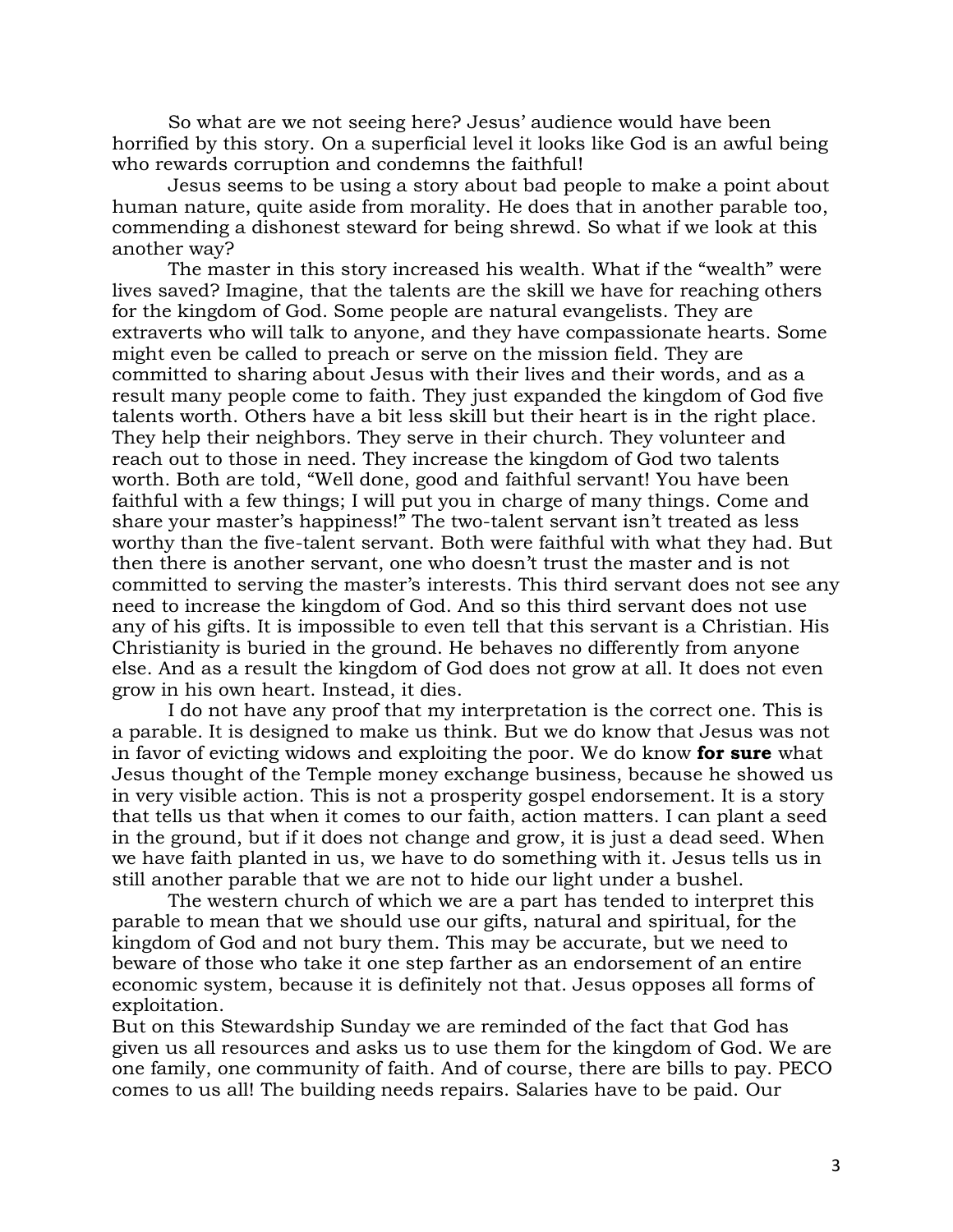So what are we not seeing here? Jesus' audience would have been horrified by this story. On a superficial level it looks like God is an awful being who rewards corruption and condemns the faithful!

Jesus seems to be using a story about bad people to make a point about human nature, quite aside from morality. He does that in another parable too, commending a dishonest steward for being shrewd. So what if we look at this another way?

The master in this story increased his wealth. What if the "wealth" were lives saved? Imagine, that the talents are the skill we have for reaching others for the kingdom of God. Some people are natural evangelists. They are extraverts who will talk to anyone, and they have compassionate hearts. Some might even be called to preach or serve on the mission field. They are committed to sharing about Jesus with their lives and their words, and as a result many people come to faith. They just expanded the kingdom of God five talents worth. Others have a bit less skill but their heart is in the right place. They help their neighbors. They serve in their church. They volunteer and reach out to those in need. They increase the kingdom of God two talents worth. Both are told, "Well done, good and faithful servant! You have been faithful with a few things; I will put you in charge of many things. Come and share your master's happiness!" The two-talent servant isn't treated as less worthy than the five-talent servant. Both were faithful with what they had. But then there is another servant, one who doesn't trust the master and is not committed to serving the master's interests. This third servant does not see any need to increase the kingdom of God. And so this third servant does not use any of his gifts. It is impossible to even tell that this servant is a Christian. His Christianity is buried in the ground. He behaves no differently from anyone else. And as a result the kingdom of God does not grow at all. It does not even grow in his own heart. Instead, it dies.

I do not have any proof that my interpretation is the correct one. This is a parable. It is designed to make us think. But we do know that Jesus was not in favor of evicting widows and exploiting the poor. We do know **for sure** what Jesus thought of the Temple money exchange business, because he showed us in very visible action. This is not a prosperity gospel endorsement. It is a story that tells us that when it comes to our faith, action matters. I can plant a seed in the ground, but if it does not change and grow, it is just a dead seed. When we have faith planted in us, we have to do something with it. Jesus tells us in still another parable that we are not to hide our light under a bushel.

The western church of which we are a part has tended to interpret this parable to mean that we should use our gifts, natural and spiritual, for the kingdom of God and not bury them. This may be accurate, but we need to beware of those who take it one step farther as an endorsement of an entire economic system, because it is definitely not that. Jesus opposes all forms of exploitation.

But on this Stewardship Sunday we are reminded of the fact that God has given us all resources and asks us to use them for the kingdom of God. We are one family, one community of faith. And of course, there are bills to pay. PECO comes to us all! The building needs repairs. Salaries have to be paid. Our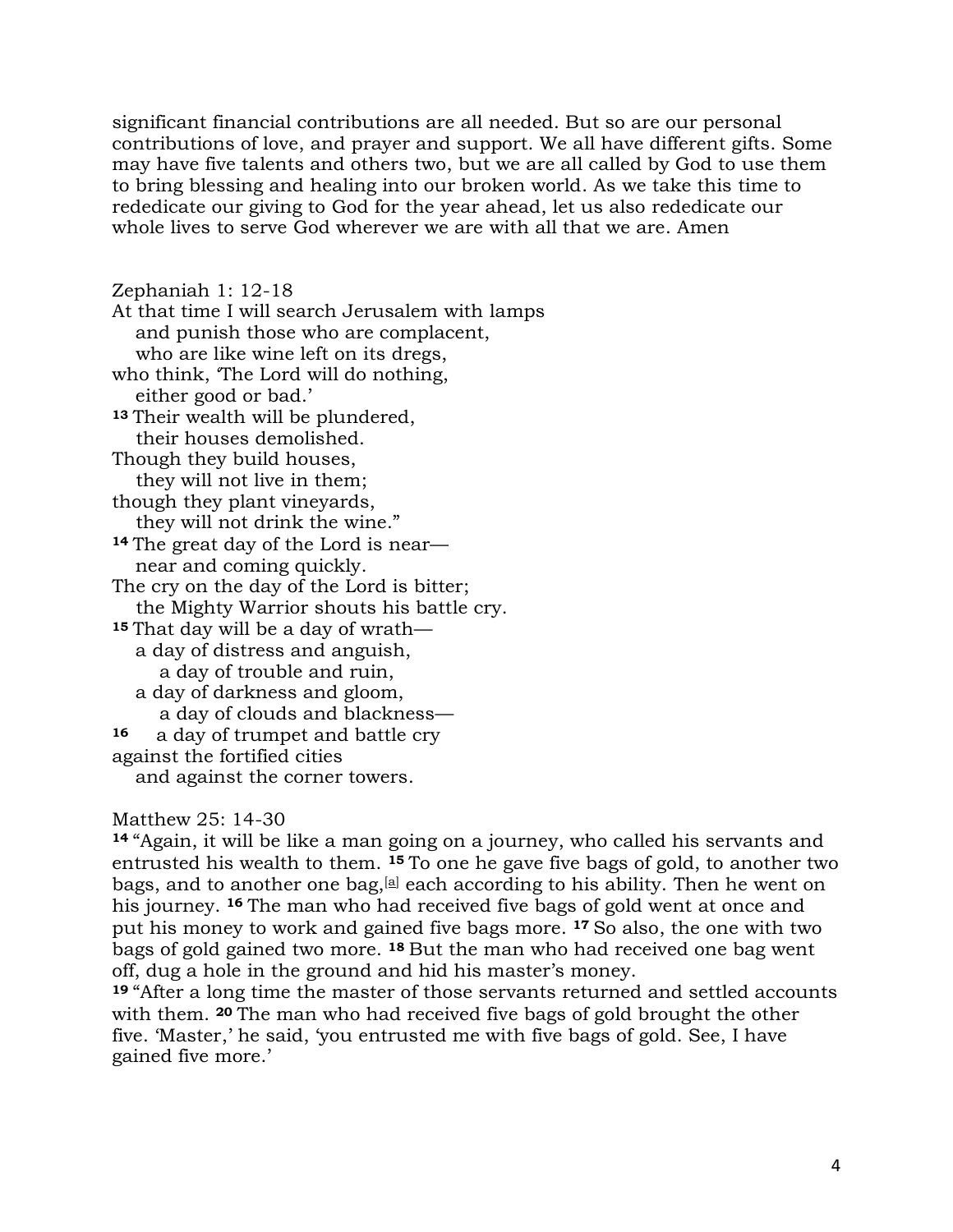significant financial contributions are all needed. But so are our personal contributions of love, and prayer and support. We all have different gifts. Some may have five talents and others two, but we are all called by God to use them to bring blessing and healing into our broken world. As we take this time to rededicate our giving to God for the year ahead, let us also rededicate our whole lives to serve God wherever we are with all that we are. Amen

Zephaniah 1: 12-18

At that time I will search Jerusalem with lamps
  and punish those who are complacent,
  who are like wine left on its dregs,
who think, 'The Lord will do nothing,
  either good or bad.'
**13** Their wealth will be plundered,
  their houses demolished.
Though they build houses,
  they will not live in them;
though they plant vineyards,
  they will not drink the wine."
**14** The great day of the Lord is near—
  near and coming quickly.
The cry on the day of the Lord is bitter;
  the Mighty Warrior shouts his battle cry.
**15** That day will be a day of wrath—
  a day of distress and anguish,
    a day of trouble and ruin,
  a day of darkness and gloom,
    a day of clouds and blackness—
**16**   a day of trumpet and battle cry
against the fortified cities
  and against the corner towers.

Matthew 25: 14-30

**14** "Again, it will be like a man going on a journey, who called his servants and entrusted his wealth to them. **15** To one he gave five bags of gold, to another two bags, and to another one bag,[a] each according to his ability. Then he went on his journey. **16** The man who had received five bags of gold went at once and put his money to work and gained five bags more. **17** So also, the one with two bags of gold gained two more. **18** But the man who had received one bag went off, dug a hole in the ground and hid his master's money.
**19** "After a long time the master of those servants returned and settled accounts with them. **20** The man who had received five bags of gold brought the other five. 'Master,' he said, 'you entrusted me with five bags of gold. See, I have gained five more.'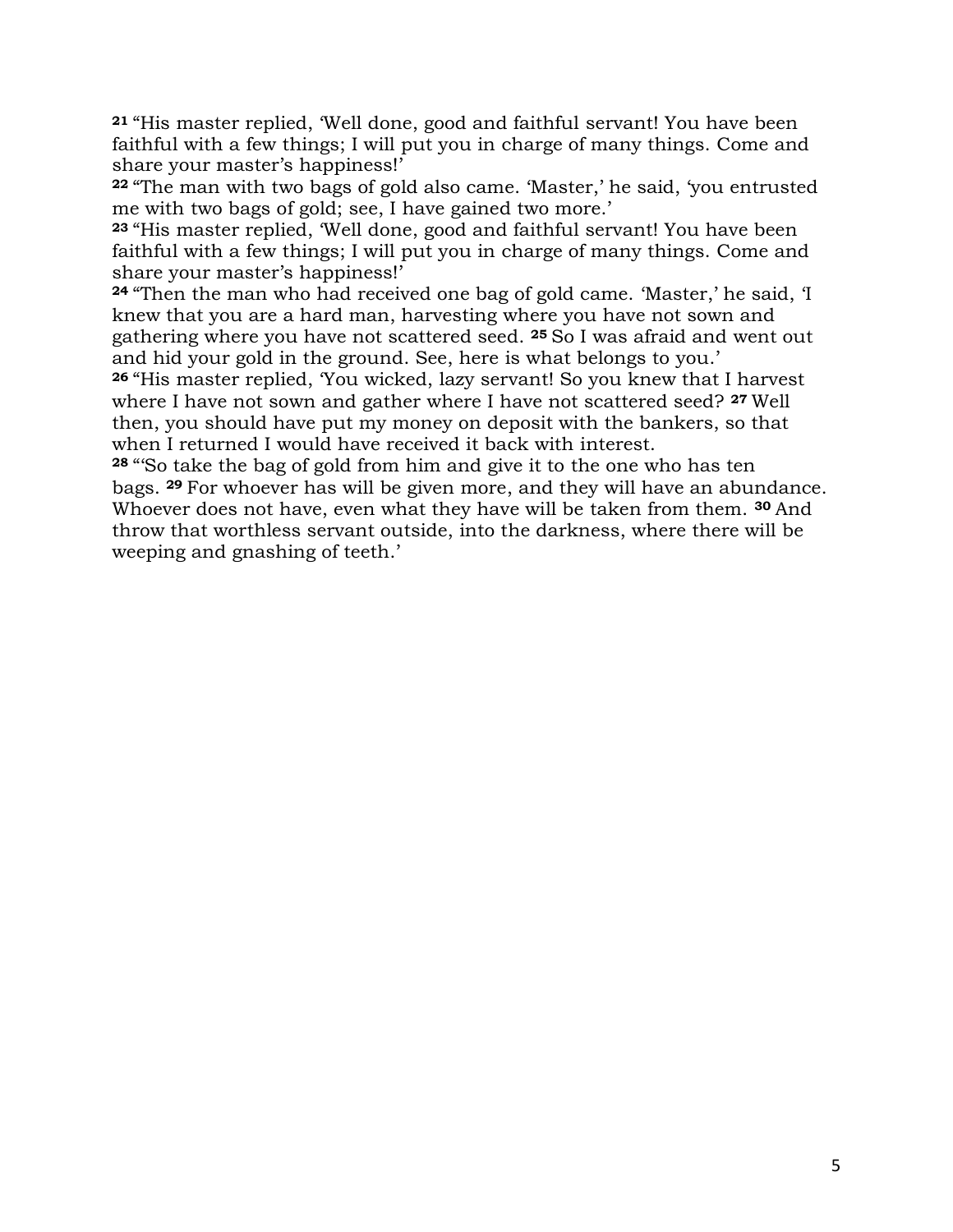[21] "His master replied, 'Well done, good and faithful servant! You have been faithful with a few things; I will put you in charge of many things. Come and share your master's happiness!'
[22] "The man with two bags of gold also came. 'Master,' he said, 'you entrusted me with two bags of gold; see, I have gained two more.'
[23] "His master replied, 'Well done, good and faithful servant! You have been faithful with a few things; I will put you in charge of many things. Come and share your master's happiness!'
[24] "Then the man who had received one bag of gold came. 'Master,' he said, 'I knew that you are a hard man, harvesting where you have not sown and gathering where you have not scattered seed. [25] So I was afraid and went out and hid your gold in the ground. See, here is what belongs to you.'
[26] "His master replied, 'You wicked, lazy servant! So you knew that I harvest where I have not sown and gather where I have not scattered seed? [27] Well then, you should have put my money on deposit with the bankers, so that when I returned I would have received it back with interest.
[28] "'So take the bag of gold from him and give it to the one who has ten bags. [29] For whoever has will be given more, and they will have an abundance. Whoever does not have, even what they have will be taken from them. [30] And throw that worthless servant outside, into the darkness, where there will be weeping and gnashing of teeth.'